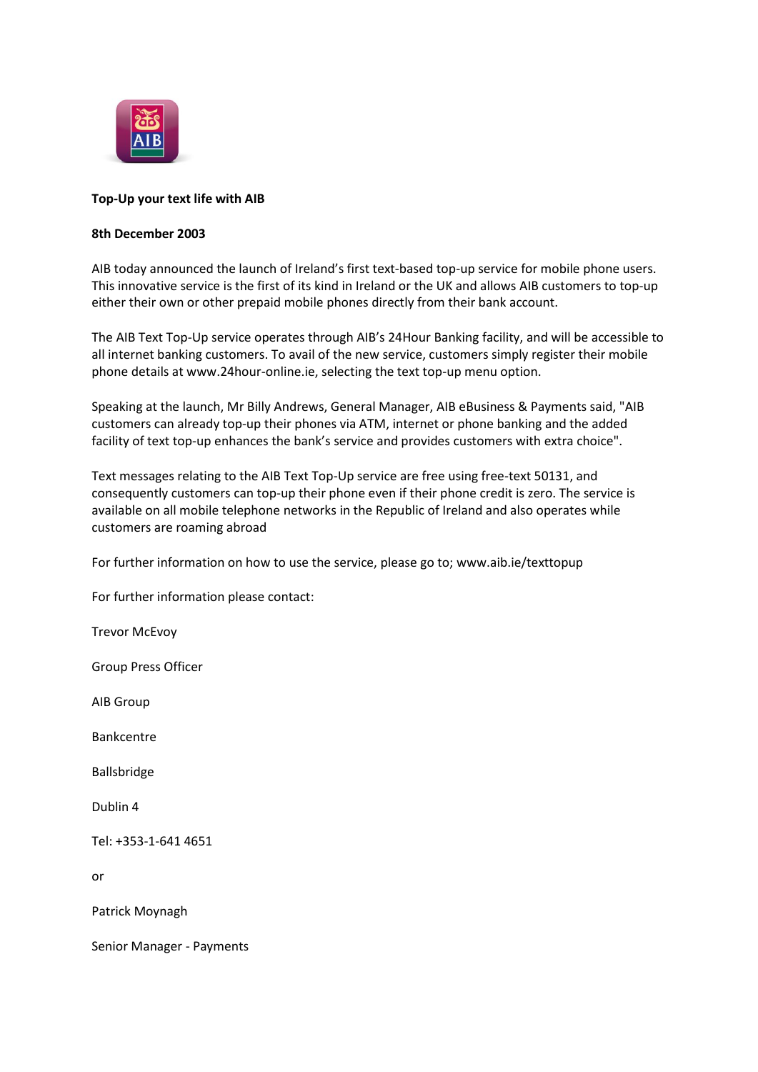**Top-Up your text life with AIB**

**8th December 2003**

AIB today announced the launch of Ireland's first text-based top-up service for mobile phone users. This innovative service is the first of its kind in Ireland or the UK and allows AIB customers to top-up either their own or other prepaid mobile phones directly from their bank account.

The AIB Text Top-Up service operates through AIB's 24Hour Banking facility, and will be accessible to all internet banking customers. To avail of the new service, customers simply register their mobile phone details at www.24hour-online.ie, selecting the text top-up menu option.

Speaking at the launch, Mr Billy Andrews, General Manager, AIB eBusiness & Payments said, "AIB customers can already top-up their phones via ATM, internet or phone banking and the added facility of text top-up enhances the bank's service and provides customers with extra choice".

Text messages relating to the AIB Text Top-Up service are free using free-text 50131, and consequently customers can top-up their phone even if their phone credit is zero. The service is available on all mobile telephone networks in the Republic of Ireland and also operates while customers are roaming abroad

For further information on how to use the service, please go to; www.aib.ie/texttopup

For further information please contact:

Trevor McEvoy

Group Press Officer

AIB Group

Bankcentre

Ballsbridge

Dublin 4

Tel: +353-1-641 4651

or

Patrick Moynagh

Senior Manager - Payments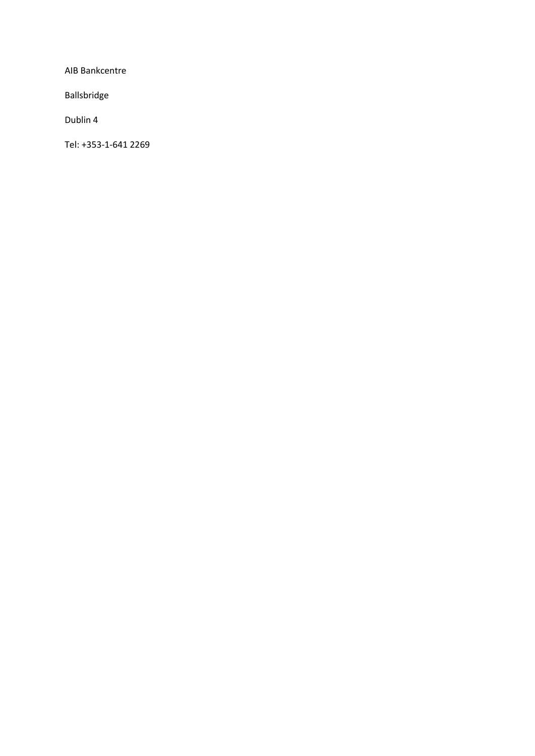AIB Bankcentre

Ballsbridge

Dublin 4

Tel: +353-1-641 2269